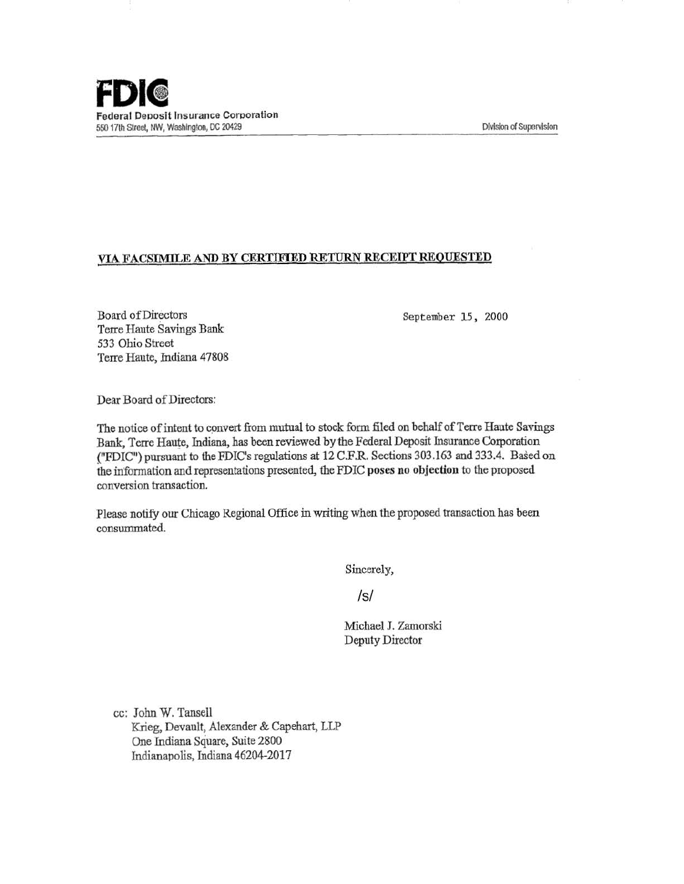**FDIC**
Federal Deposit Insurance Corporation
550 17th Street, NW, Washington, DC 20429

Division of Supervision

**VIA FACSIMILE AND BY CERTIFIED RETURN RECEIPT REQUESTED**

Board of Directors
Terre Haute Savings Bank
533 Ohio Street
Terre Haute, Indiana 47808

September 15, 2000

Dear Board of Directors:

The notice of intent to convert from mutual to stock form filed on behalf of Terre Haute Savings Bank, Terre Haute, Indiana, has been reviewed by the Federal Deposit Insurance Corporation ("FDIC") pursuant to the FDIC's regulations at 12 C.F.R. Sections 303.163 and 333.4. Based on the information and representations presented, the FDIC **poses no objection** to the proposed conversion transaction.

Please notify our Chicago Regional Office in writing when the proposed transaction has been consummated.

Sincerely,

/s/

Michael J. Zamorski
Deputy Director

cc: John W. Tansell
Krieg, Devault, Alexander & Capehart, LLP
One Indiana Square, Suite 2800
Indianapolis, Indiana 46204-2017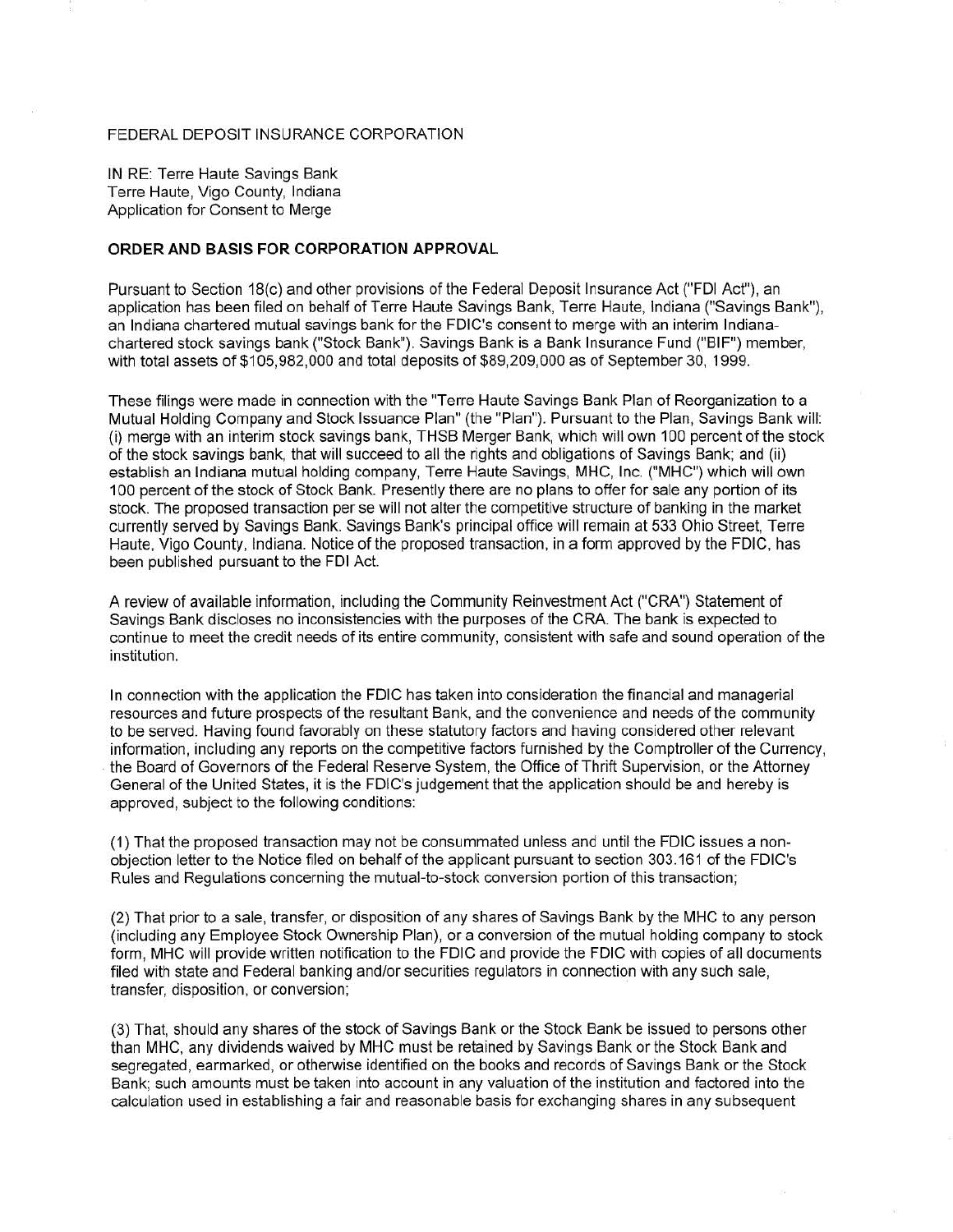FEDERAL DEPOSIT INSURANCE CORPORATION

IN RE: Terre Haute Savings Bank
Terre Haute, Vigo County, Indiana
Application for Consent to Merge

**ORDER AND BASIS FOR CORPORATION APPROVAL**

Pursuant to Section 18(c) and other provisions of the Federal Deposit Insurance Act ("FDI Act"), an application has been filed on behalf of Terre Haute Savings Bank, Terre Haute, Indiana ("Savings Bank"), an Indiana chartered mutual savings bank for the FDIC's consent to merge with an interim Indiana-chartered stock savings bank ("Stock Bank"). Savings Bank is a Bank Insurance Fund ("BIF") member, with total assets of $105,982,000 and total deposits of $89,209,000 as of September 30, 1999.

These filings were made in connection with the "Terre Haute Savings Bank Plan of Reorganization to a Mutual Holding Company and Stock Issuance Plan" (the "Plan"). Pursuant to the Plan, Savings Bank will: (i) merge with an interim stock savings bank, THSB Merger Bank, which will own 100 percent of the stock of the stock savings bank, that will succeed to all the rights and obligations of Savings Bank; and (ii) establish an Indiana mutual holding company, Terre Haute Savings, MHC, Inc. ("MHC") which will own 100 percent of the stock of Stock Bank. Presently there are no plans to offer for sale any portion of its stock. The proposed transaction per se will not alter the competitive structure of banking in the market currently served by Savings Bank. Savings Bank's principal office will remain at 533 Ohio Street, Terre Haute, Vigo County, Indiana. Notice of the proposed transaction, in a form approved by the FDIC, has been published pursuant to the FDI Act.

A review of available information, including the Community Reinvestment Act ("CRA") Statement of Savings Bank discloses no inconsistencies with the purposes of the CRA. The bank is expected to continue to meet the credit needs of its entire community, consistent with safe and sound operation of the institution.

In connection with the application the FDIC has taken into consideration the financial and managerial resources and future prospects of the resultant Bank, and the convenience and needs of the community to be served. Having found favorably on these statutory factors and having considered other relevant information, including any reports on the competitive factors furnished by the Comptroller of the Currency, the Board of Governors of the Federal Reserve System, the Office of Thrift Supervision, or the Attorney General of the United States, it is the FDIC's judgement that the application should be and hereby is approved, subject to the following conditions:

(1) That the proposed transaction may not be consummated unless and until the FDIC issues a non-objection letter to the Notice filed on behalf of the applicant pursuant to section 303.161 of the FDIC's Rules and Regulations concerning the mutual-to-stock conversion portion of this transaction;

(2) That prior to a sale, transfer, or disposition of any shares of Savings Bank by the MHC to any person (including any Employee Stock Ownership Plan), or a conversion of the mutual holding company to stock form, MHC will provide written notification to the FDIC and provide the FDIC with copies of all documents filed with state and Federal banking and/or securities regulators in connection with any such sale, transfer, disposition, or conversion;

(3) That, should any shares of the stock of Savings Bank or the Stock Bank be issued to persons other than MHC, any dividends waived by MHC must be retained by Savings Bank or the Stock Bank and segregated, earmarked, or otherwise identified on the books and records of Savings Bank or the Stock Bank; such amounts must be taken into account in any valuation of the institution and factored into the calculation used in establishing a fair and reasonable basis for exchanging shares in any subsequent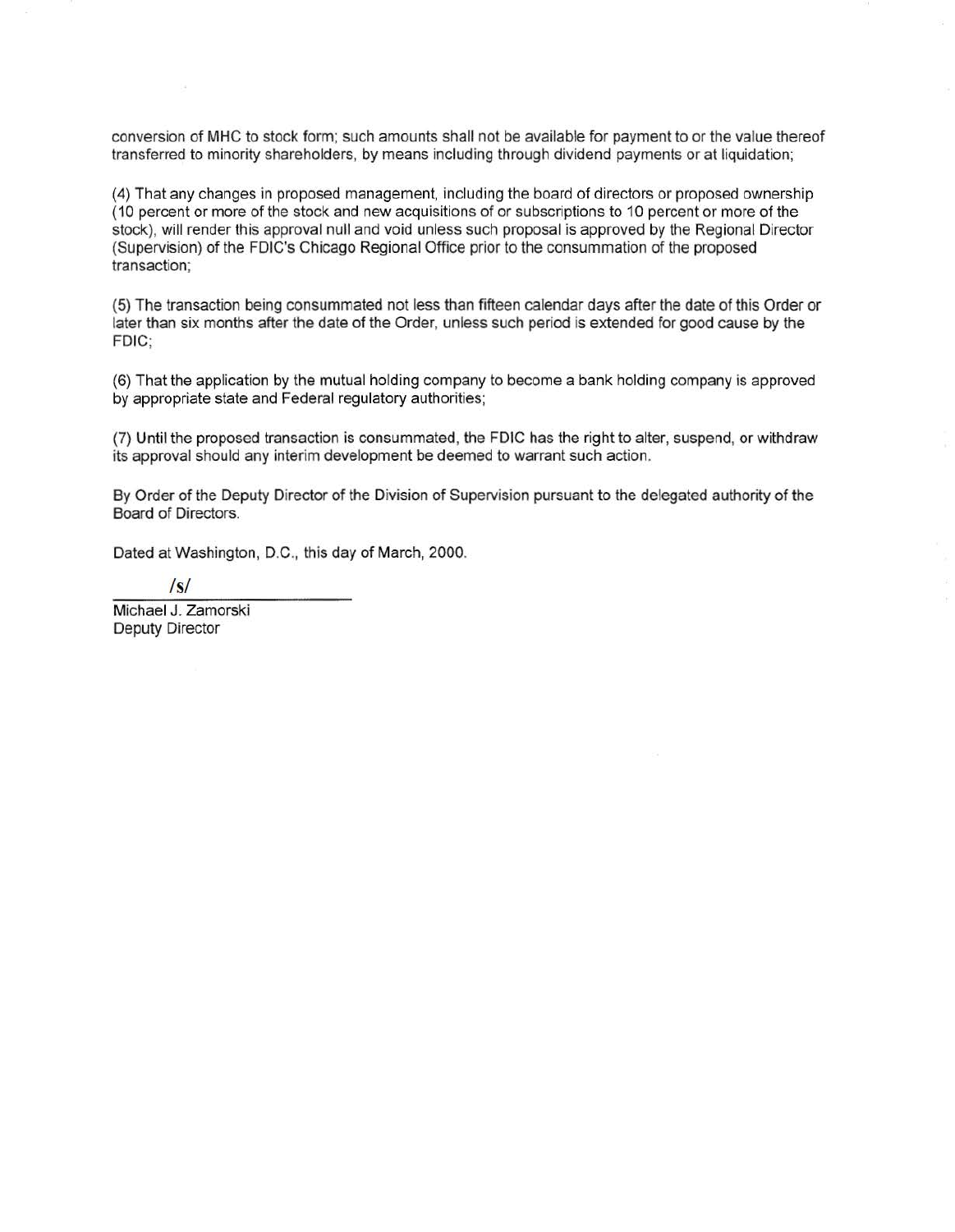conversion of MHC to stock form; such amounts shall not be available for payment to or the value thereof transferred to minority shareholders, by means including through dividend payments or at liquidation;

(4) That any changes in proposed management, including the board of directors or proposed ownership (10 percent or more of the stock and new acquisitions of or subscriptions to 10 percent or more of the stock), will render this approval null and void unless such proposal is approved by the Regional Director (Supervision) of the FDIC's Chicago Regional Office prior to the consummation of the proposed transaction;

(5) The transaction being consummated not less than fifteen calendar days after the date of this Order or later than six months after the date of the Order, unless such period is extended for good cause by the FDIC;

(6) That the application by the mutual holding company to become a bank holding company is approved by appropriate state and Federal regulatory authorities;

(7) Until the proposed transaction is consummated, the FDIC has the right to alter, suspend, or withdraw its approval should any interim development be deemed to warrant such action.

By Order of the Deputy Director of the Division of Supervision pursuant to the delegated authority of the Board of Directors.

Dated at Washington, D.C., this day of March, 2000.

/s/

Michael J. Zamorski
Deputy Director